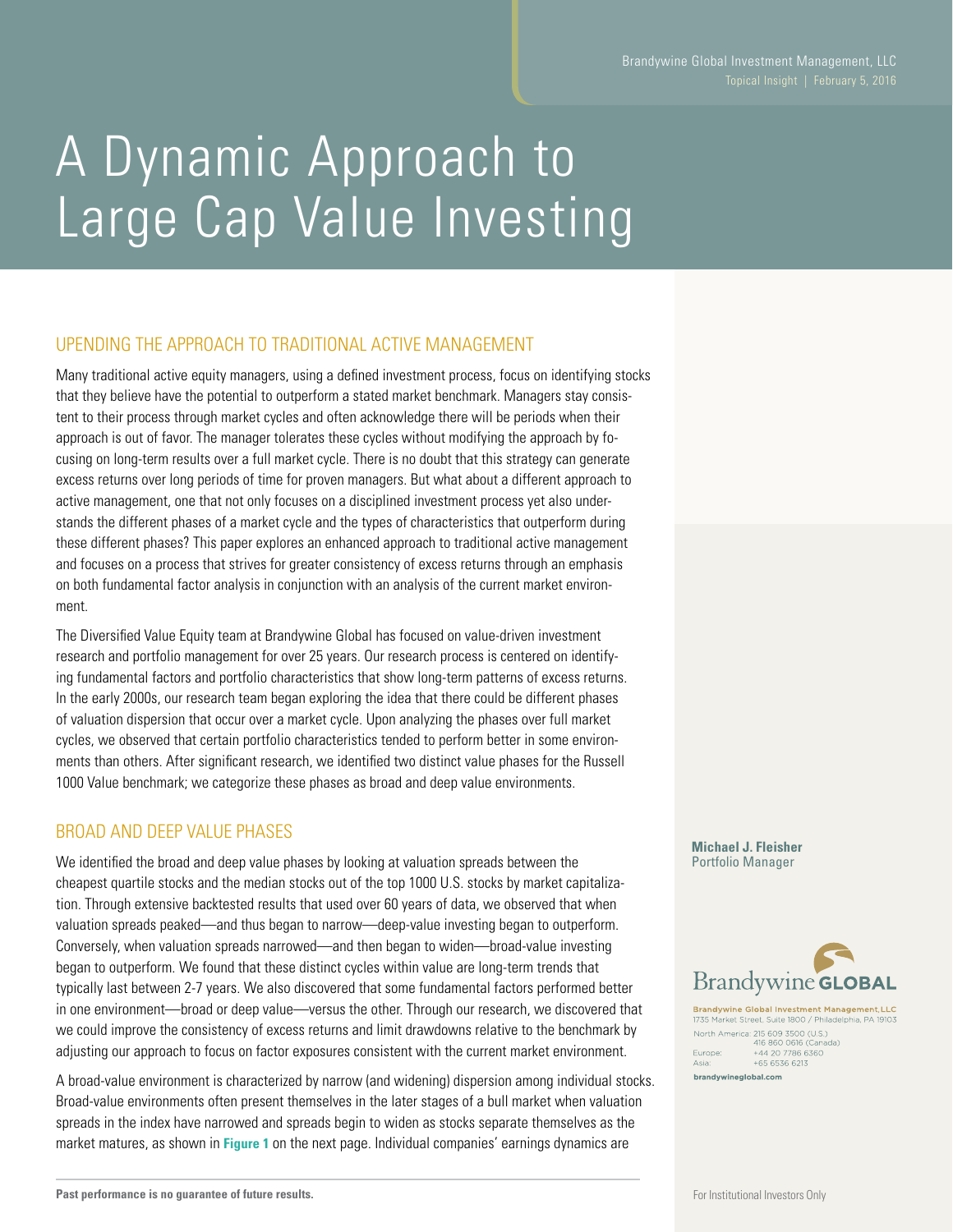# A Dynamic Approach to Large Cap Value Investing

## UPENDING THE APPROACH TO TRADITIONAL ACTIVE MANAGEMENT

Many traditional active equity managers, using a defined investment process, focus on identifying stocks that they believe have the potential to outperform a stated market benchmark. Managers stay consistent to their process through market cycles and often acknowledge there will be periods when their approach is out of favor. The manager tolerates these cycles without modifying the approach by focusing on long-term results over a full market cycle. There is no doubt that this strategy can generate excess returns over long periods of time for proven managers. But what about a different approach to active management, one that not only focuses on a disciplined investment process yet also understands the different phases of a market cycle and the types of characteristics that outperform during these different phases? This paper explores an enhanced approach to traditional active management and focuses on a process that strives for greater consistency of excess returns through an emphasis on both fundamental factor analysis in conjunction with an analysis of the current market environment.

The Diversified Value Equity team at Brandywine Global has focused on value-driven investment research and portfolio management for over 25 years. Our research process is centered on identifying fundamental factors and portfolio characteristics that show long-term patterns of excess returns. In the early 2000s, our research team began exploring the idea that there could be different phases of valuation dispersion that occur over a market cycle. Upon analyzing the phases over full market cycles, we observed that certain portfolio characteristics tended to perform better in some environments than others. After significant research, we identified two distinct value phases for the Russell 1000 Value benchmark; we categorize these phases as broad and deep value environments.

## BROAD AND DEEP VALUE PHASES

We identified the broad and deep value phases by looking at valuation spreads between the cheapest quartile stocks and the median stocks out of the top 1000 U.S. stocks by market capitalization. Through extensive backtested results that used over 60 years of data, we observed that when valuation spreads peaked—and thus began to narrow—deep-value investing began to outperform. Conversely, when valuation spreads narrowed—and then began to widen—broad-value investing began to outperform. We found that these distinct cycles within value are long-term trends that typically last between 2-7 years. We also discovered that some fundamental factors performed better in one environment—broad or deep value—versus the other. Through our research, we discovered that we could improve the consistency of excess returns and limit drawdowns relative to the benchmark by adjusting our approach to focus on factor exposures consistent with the current market environment.

A broad-value environment is characterized by narrow (and widening) dispersion among individual stocks. Broad-value environments often present themselves in the later stages of a bull market when valuation spreads in the index have narrowed and spreads begin to widen as stocks separate themselves as the market matures, as shown in **Figure 1** on the next page. Individual companies' earnings dynamics are

**Michael J. Fleisher**
Portfolio Manager

Brandywine GLOBAL

Brandywine Global Investment Management, LLC
1735 Market Street, Suite 1800 / Philadelphia, PA 19103
North America: 215 609 3500 (U.S.)
416 860 0616 (Canada)
Europe: +44 20 7786 6360
Asia: +65 6536 6213
brandywineglobal.com

**Past performance is no guarantee of future results.**

For Institutional Investors Only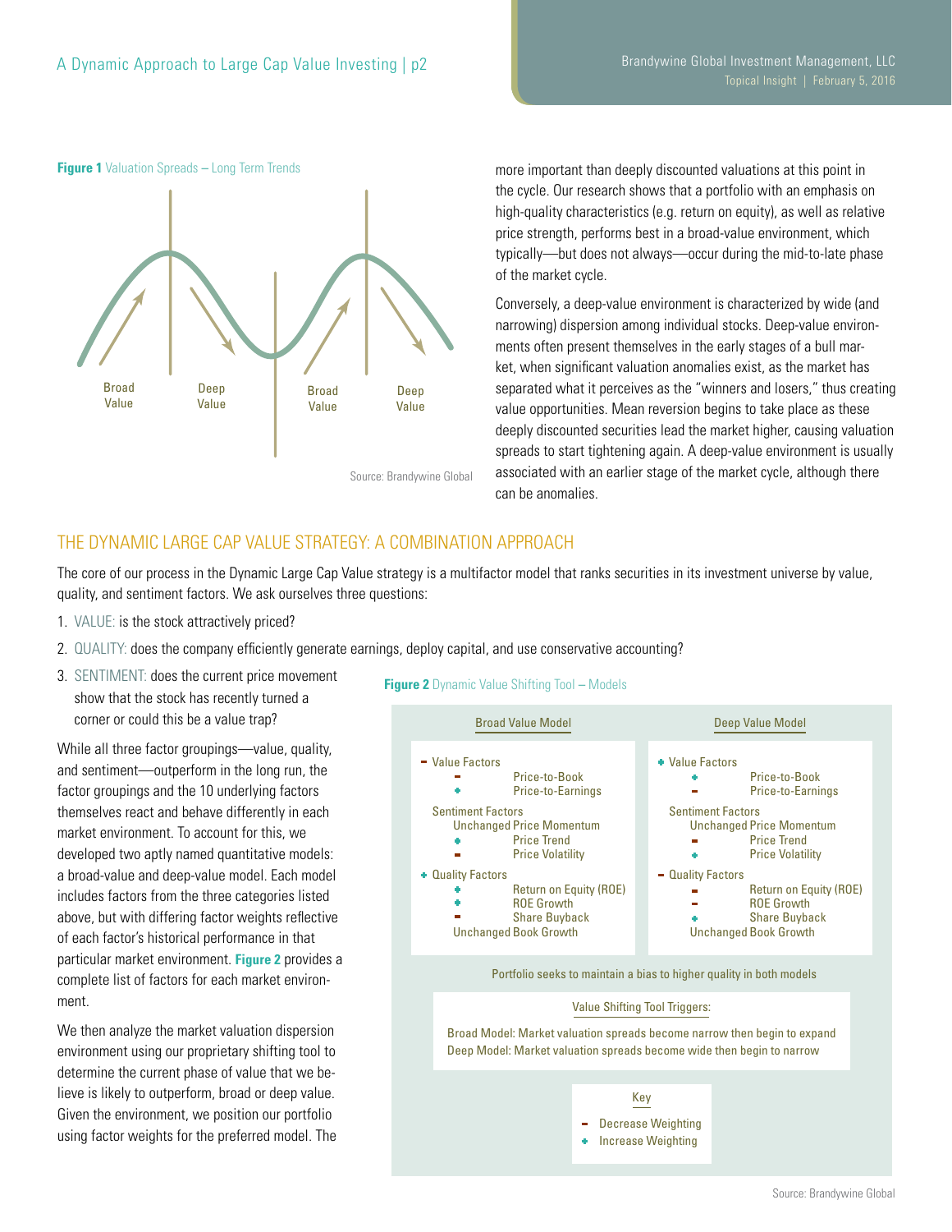**Figure 1** Valuation Spreads – Long Term Trends

Broad Value | Deep Value | Broad Value | Deep Value

Source: Brandywine Global

more important than deeply discounted valuations at this point in the cycle. Our research shows that a portfolio with an emphasis on high-quality characteristics (e.g. return on equity), as well as relative price strength, performs best in a broad-value environment, which typically—but does not always—occur during the mid-to-late phase of the market cycle.

Conversely, a deep-value environment is characterized by wide (and narrowing) dispersion among individual stocks. Deep-value environments often present themselves in the early stages of a bull market, when significant valuation anomalies exist, as the market has separated what it perceives as the "winners and losers," thus creating value opportunities. Mean reversion begins to take place as these deeply discounted securities lead the market higher, causing valuation spreads to start tightening again. A deep-value environment is usually associated with an earlier stage of the market cycle, although there can be anomalies.

## THE DYNAMIC LARGE CAP VALUE STRATEGY: A COMBINATION APPROACH

The core of our process in the Dynamic Large Cap Value strategy is a multifactor model that ranks securities in its investment universe by value, quality, and sentiment factors. We ask ourselves three questions:

1. VALUE: is the stock attractively priced?
2. QUALITY: does the company efficiently generate earnings, deploy capital, and use conservative accounting?
3. SENTIMENT: does the current price movement show that the stock has recently turned a corner or could this be a value trap?

While all three factor groupings—value, quality, and sentiment—outperform in the long run, the factor groupings and the 10 underlying factors themselves react and behave differently in each market environment. To account for this, we developed two aptly named quantitative models: a broad-value and deep-value model. Each model includes factors from the three categories listed above, but with differing factor weights reflective of each factor's historical performance in that particular market environment. **Figure 2** provides a complete list of factors for each market environment.

We then analyze the market valuation dispersion environment using our proprietary shifting tool to determine the current phase of value that we believe is likely to outperform, broad or deep value. Given the environment, we position our portfolio using factor weights for the preferred model. The

**Figure 2** Dynamic Value Shifting Tool – Models

| Broad Value Model | Deep Value Model |
|---|---|
| − Value Factors | + Value Factors |
| − Price-to-Book | + Price-to-Book |
| + Price-to-Earnings | − Price-to-Earnings |
| Sentiment Factors | Sentiment Factors |
| Unchanged Price Momentum | Unchanged Price Momentum |
| + Price Trend | − Price Trend |
| − Price Volatility | + Price Volatility |
| + Quality Factors | − Quality Factors |
| + Return on Equity (ROE) | − Return on Equity (ROE) |
| + ROE Growth | − ROE Growth |
| − Share Buyback | + Share Buyback |
| Unchanged Book Growth | Unchanged Book Growth |

Portfolio seeks to maintain a bias to higher quality in both models

Value Shifting Tool Triggers:

Broad Model: Market valuation spreads become narrow then begin to expand
Deep Model: Market valuation spreads become wide then begin to narrow

Key
- − Decrease Weighting
- + Increase Weighting

Source: Brandywine Global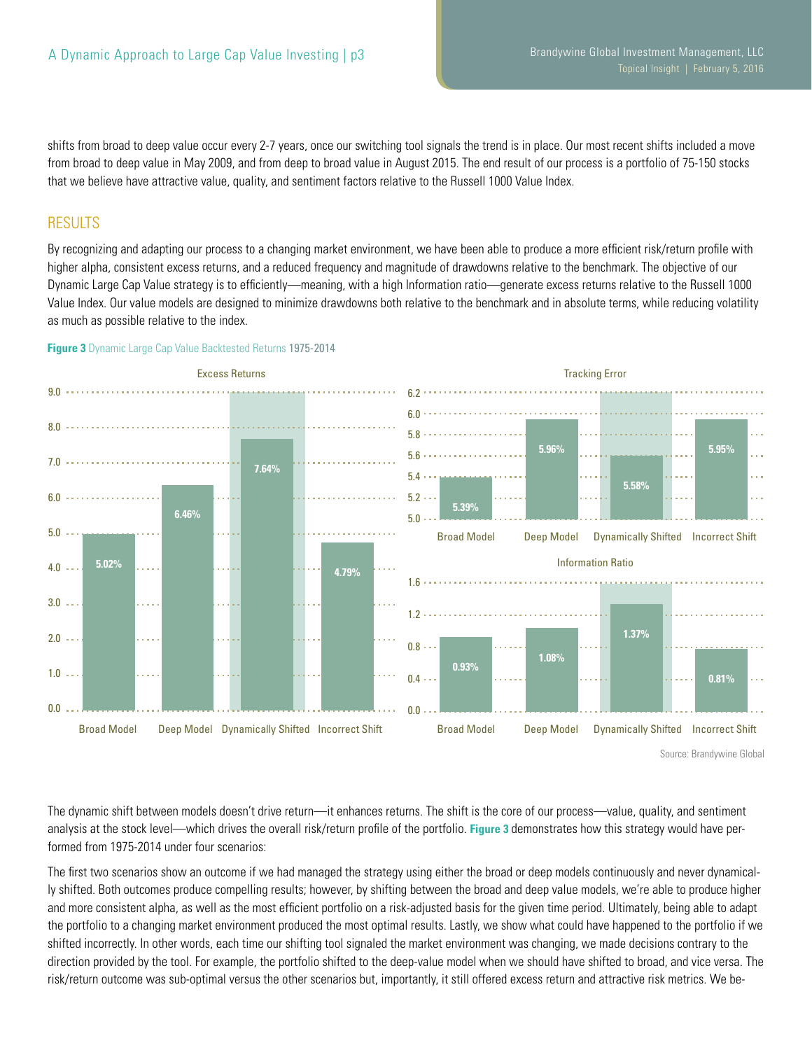shifts from broad to deep value occur every 2-7 years, once our switching tool signals the trend is in place. Our most recent shifts included a move from broad to deep value in May 2009, and from deep to broad value in August 2015. The end result of our process is a portfolio of 75-150 stocks that we believe have attractive value, quality, and sentiment factors relative to the Russell 1000 Value Index.

## RESULTS

By recognizing and adapting our process to a changing market environment, we have been able to produce a more efficient risk/return profile with higher alpha, consistent excess returns, and a reduced frequency and magnitude of drawdowns relative to the benchmark. The objective of our Dynamic Large Cap Value strategy is to efficiently—meaning, with a high Information ratio—generate excess returns relative to the Russell 1000 Value Index. Our value models are designed to minimize drawdowns both relative to the benchmark and in absolute terms, while reducing volatility as much as possible relative to the index.

**Figure 3** Dynamic Large Cap Value Backtested Returns 1975-2014

| | Broad Model | Deep Model | Dynamically Shifted | Incorrect Shift |
|---|---|---|---|---|
| Excess Returns | 5.02% | 6.46% | 7.64% | 4.79% |
| Tracking Error | 5.39% | 5.96% | 5.58% | 5.95% |
| Information Ratio | 0.93% | 1.08% | 1.37% | 0.81% |

Source: Brandywine Global

The dynamic shift between models doesn't drive return—it enhances returns. The shift is the core of our process—value, quality, and sentiment analysis at the stock level—which drives the overall risk/return profile of the portfolio. **Figure 3** demonstrates how this strategy would have performed from 1975-2014 under four scenarios:

The first two scenarios show an outcome if we had managed the strategy using either the broad or deep models continuously and never dynamically shifted. Both outcomes produce compelling results; however, by shifting between the broad and deep value models, we're able to produce higher and more consistent alpha, as well as the most efficient portfolio on a risk-adjusted basis for the given time period. Ultimately, being able to adapt the portfolio to a changing market environment produced the most optimal results. Lastly, we show what could have happened to the portfolio if we shifted incorrectly. In other words, each time our shifting tool signaled the market environment was changing, we made decisions contrary to the direction provided by the tool. For example, the portfolio shifted to the deep-value model when we should have shifted to broad, and vice versa. The risk/return outcome was sub-optimal versus the other scenarios but, importantly, it still offered excess return and attractive risk metrics. We be-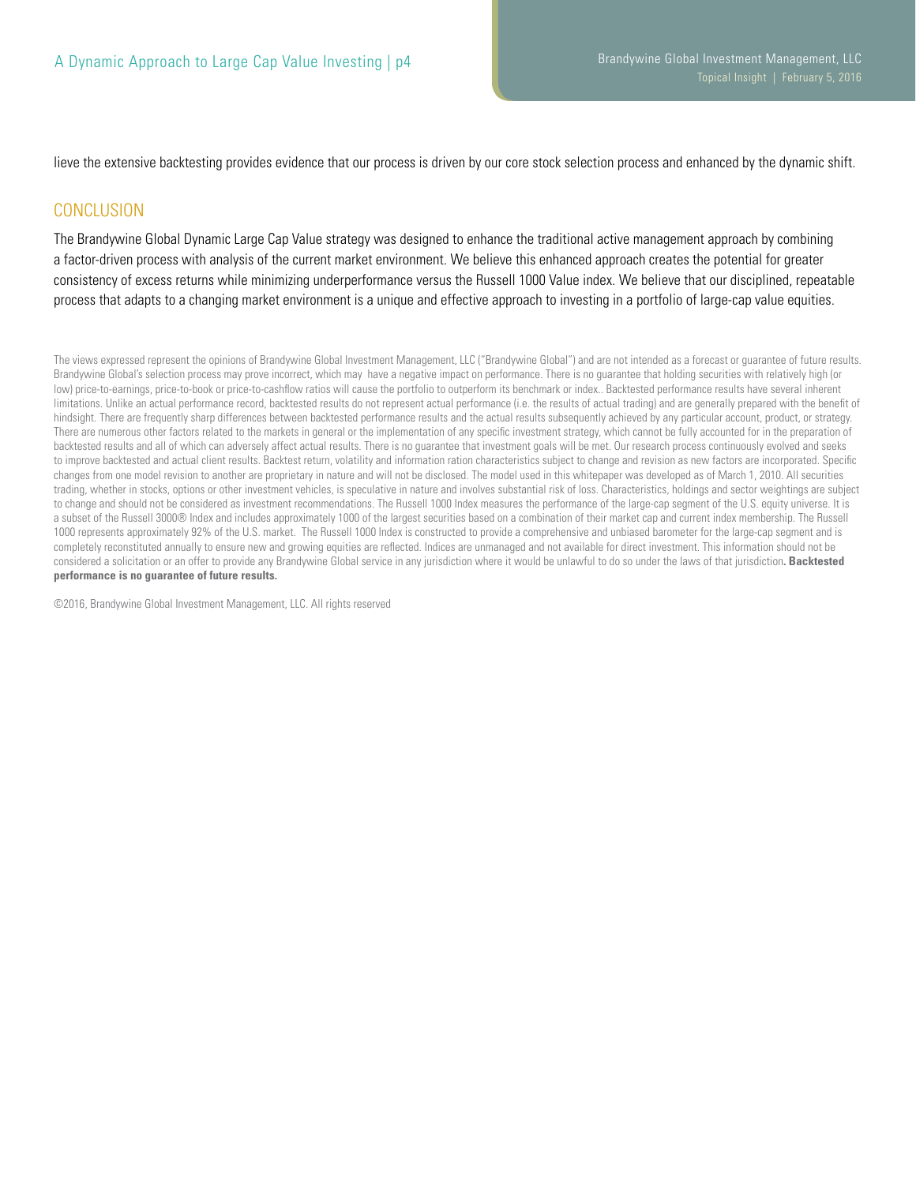lieve the extensive backtesting provides evidence that our process is driven by our core stock selection process and enhanced by the dynamic shift.

## CONCLUSION

The Brandywine Global Dynamic Large Cap Value strategy was designed to enhance the traditional active management approach by combining a factor-driven process with analysis of the current market environment. We believe this enhanced approach creates the potential for greater consistency of excess returns while minimizing underperformance versus the Russell 1000 Value index. We believe that our disciplined, repeatable process that adapts to a changing market environment is a unique and effective approach to investing in a portfolio of large-cap value equities.

The views expressed represent the opinions of Brandywine Global Investment Management, LLC ("Brandywine Global") and are not intended as a forecast or guarantee of future results. Brandywine Global's selection process may prove incorrect, which may have a negative impact on performance. There is no guarantee that holding securities with relatively high (or low) price-to-earnings, price-to-book or price-to-cashflow ratios will cause the portfolio to outperform its benchmark or index.. Backtested performance results have several inherent limitations. Unlike an actual performance record, backtested results do not represent actual performance (i.e. the results of actual trading) and are generally prepared with the benefit of hindsight. There are frequently sharp differences between backtested performance results and the actual results subsequently achieved by any particular account, product, or strategy. There are numerous other factors related to the markets in general or the implementation of any specific investment strategy, which cannot be fully accounted for in the preparation of backtested results and all of which can adversely affect actual results. There is no guarantee that investment goals will be met. Our research process continuously evolved and seeks to improve backtested and actual client results. Backtest return, volatility and information ration characteristics subject to change and revision as new factors are incorporated. Specific changes from one model revision to another are proprietary in nature and will not be disclosed. The model used in this whitepaper was developed as of March 1, 2010. All securities trading, whether in stocks, options or other investment vehicles, is speculative in nature and involves substantial risk of loss. Characteristics, holdings and sector weightings are subject to change and should not be considered as investment recommendations. The Russell 1000 Index measures the performance of the large-cap segment of the U.S. equity universe. It is a subset of the Russell 3000® Index and includes approximately 1000 of the largest securities based on a combination of their market cap and current index membership. The Russell 1000 represents approximately 92% of the U.S. market. The Russell 1000 Index is constructed to provide a comprehensive and unbiased barometer for the large-cap segment and is completely reconstituted annually to ensure new and growing equities are reflected. Indices are unmanaged and not available for direct investment. This information should not be considered a solicitation or an offer to provide any Brandywine Global service in any jurisdiction where it would be unlawful to do so under the laws of that jurisdiction**. Backtested performance is no guarantee of future results.**

©2016, Brandywine Global Investment Management, LLC. All rights reserved